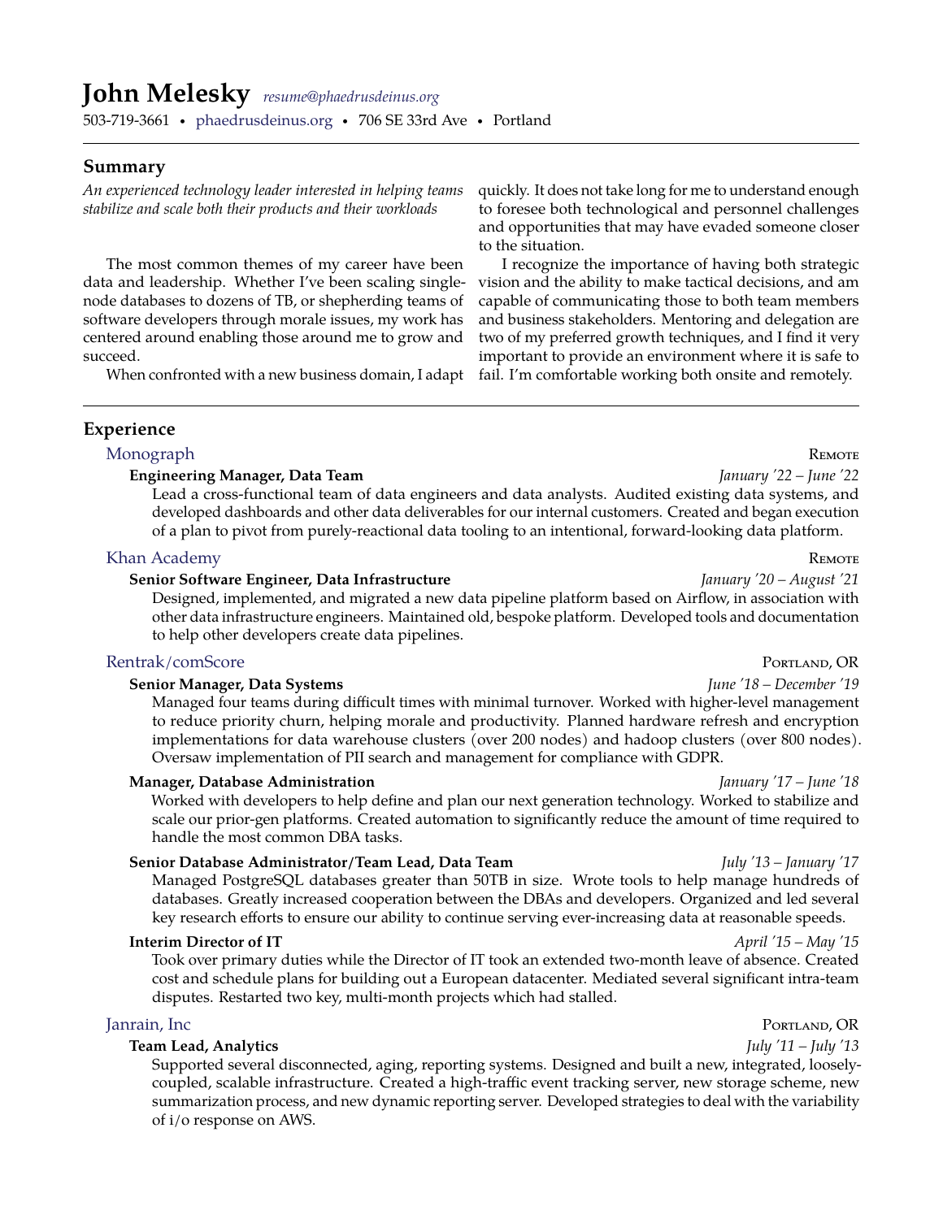# John Melesky *resume@phaedrusdeinus.org*

503-719-3661 • phaedrusdeinus.org • 706 SE 33rd Ave • Portland

## Summary

*An experienced technology leader interested in helping teams stabilize and scale both their products and their workloads*

The most common themes of my career have been data and leadership. Whether I've been scaling single-node databases to dozens of TB, or shepherding teams of software developers through morale issues, my work has centered around enabling those around me to grow and succeed.

When confronted with a new business domain, I adapt quickly. It does not take long for me to understand enough to foresee both technological and personnel challenges and opportunities that may have evaded someone closer to the situation.

I recognize the importance of having both strategic vision and the ability to make tactical decisions, and am capable of communicating those to both team members and business stakeholders. Mentoring and delegation are two of my preferred growth techniques, and I find it very important to provide an environment where it is safe to fail. I'm comfortable working both onsite and remotely.

## Experience

### Monograph — Remote

**Engineering Manager, Data Team** — *January '22 – June '22*

Lead a cross-functional team of data engineers and data analysts. Audited existing data systems, and developed dashboards and other data deliverables for our internal customers. Created and began execution of a plan to pivot from purely-reactional data tooling to an intentional, forward-looking data platform.

### Khan Academy — Remote

**Senior Software Engineer, Data Infrastructure** — *January '20 – August '21*

Designed, implemented, and migrated a new data pipeline platform based on Airflow, in association with other data infrastructure engineers. Maintained old, bespoke platform. Developed tools and documentation to help other developers create data pipelines.

### Rentrak/comScore — Portland, OR

**Senior Manager, Data Systems** — *June '18 – December '19*

Managed four teams during difficult times with minimal turnover. Worked with higher-level management to reduce priority churn, helping morale and productivity. Planned hardware refresh and encryption implementations for data warehouse clusters (over 200 nodes) and hadoop clusters (over 800 nodes). Oversaw implementation of PII search and management for compliance with GDPR.

**Manager, Database Administration** — *January '17 – June '18*

Worked with developers to help define and plan our next generation technology. Worked to stabilize and scale our prior-gen platforms. Created automation to significantly reduce the amount of time required to handle the most common DBA tasks.

**Senior Database Administrator/Team Lead, Data Team** — *July '13 – January '17*

Managed PostgreSQL databases greater than 50TB in size. Wrote tools to help manage hundreds of databases. Greatly increased cooperation between the DBAs and developers. Organized and led several key research efforts to ensure our ability to continue serving ever-increasing data at reasonable speeds.

**Interim Director of IT** — *April '15 – May '15*

Took over primary duties while the Director of IT took an extended two-month leave of absence. Created cost and schedule plans for building out a European datacenter. Mediated several significant intra-team disputes. Restarted two key, multi-month projects which had stalled.

### Janrain, Inc — Portland, OR

**Team Lead, Analytics** — *July '11 – July '13*

Supported several disconnected, aging, reporting systems. Designed and built a new, integrated, loosely-coupled, scalable infrastructure. Created a high-traffic event tracking server, new storage scheme, new summarization process, and new dynamic reporting server. Developed strategies to deal with the variability of i/o response on AWS.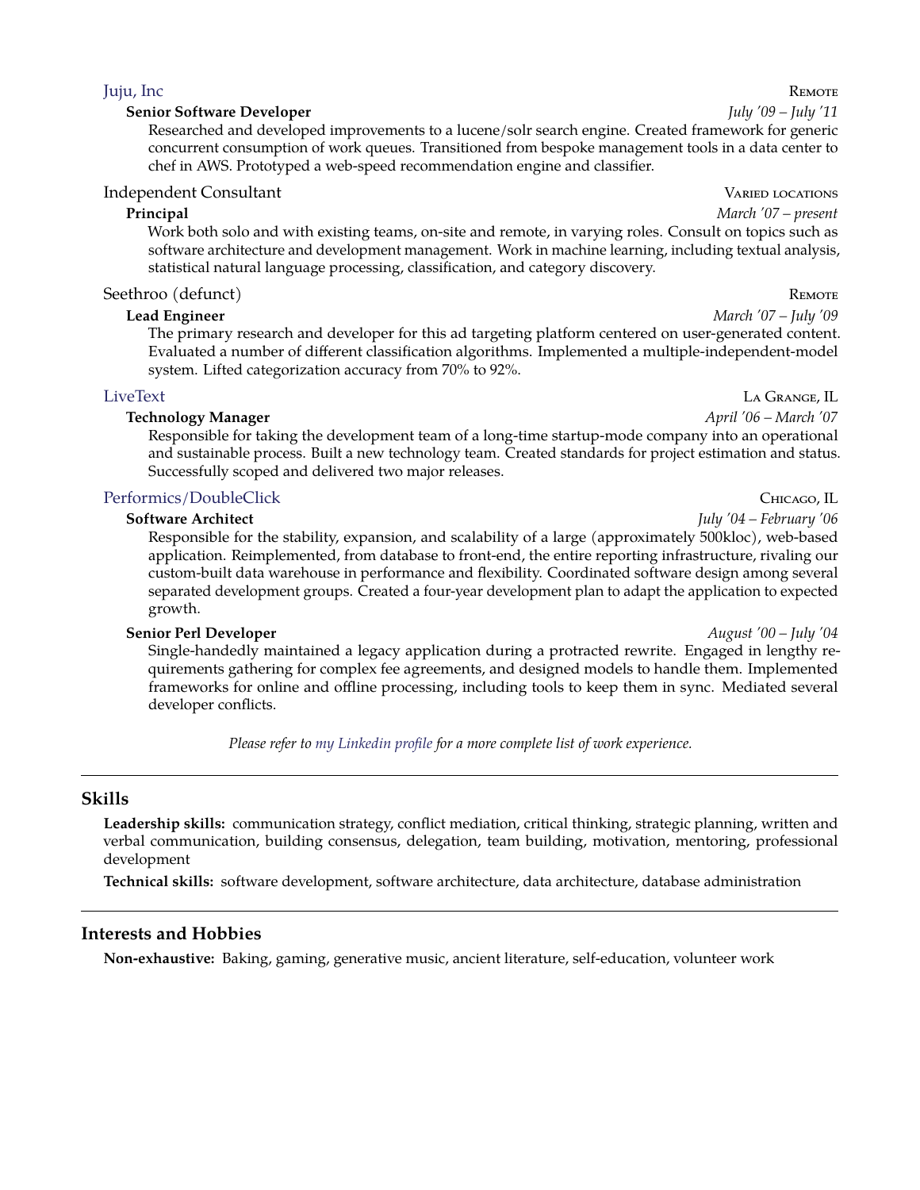### Juju, Inc — Remote

**Senior Software Developer** — *July '09 – July '11*

Researched and developed improvements to a lucene/solr search engine. Created framework for generic concurrent consumption of work queues. Transitioned from bespoke management tools in a data center to chef in AWS. Prototyped a web-speed recommendation engine and classifier.

### Independent Consultant — Varied locations

**Principal** — *March '07 – present*

Work both solo and with existing teams, on-site and remote, in varying roles. Consult on topics such as software architecture and development management. Work in machine learning, including textual analysis, statistical natural language processing, classification, and category discovery.

### Seethroo (defunct) — Remote

**Lead Engineer** — *March '07 – July '09*

The primary research and developer for this ad targeting platform centered on user-generated content. Evaluated a number of different classification algorithms. Implemented a multiple-independent-model system. Lifted categorization accuracy from 70% to 92%.

### LiveText — La Grange, IL

**Technology Manager** — *April '06 – March '07*

Responsible for taking the development team of a long-time startup-mode company into an operational and sustainable process. Built a new technology team. Created standards for project estimation and status. Successfully scoped and delivered two major releases.

### Performics/DoubleClick — Chicago, IL

**Software Architect** — *July '04 – February '06*

Responsible for the stability, expansion, and scalability of a large (approximately 500kloc), web-based application. Reimplemented, from database to front-end, the entire reporting infrastructure, rivaling our custom-built data warehouse in performance and flexibility. Coordinated software design among several separated development groups. Created a four-year development plan to adapt the application to expected growth.

**Senior Perl Developer** — *August '00 – July '04*

Single-handedly maintained a legacy application during a protracted rewrite. Engaged in lengthy requirements gathering for complex fee agreements, and designed models to handle them. Implemented frameworks for online and offline processing, including tools to keep them in sync. Mediated several developer conflicts.

*Please refer to my Linkedin profile for a more complete list of work experience.*

---

## Skills

**Leadership skills:** communication strategy, conflict mediation, critical thinking, strategic planning, written and verbal communication, building consensus, delegation, team building, motivation, mentoring, professional development

**Technical skills:** software development, software architecture, data architecture, database administration

---

## Interests and Hobbies

**Non-exhaustive:** Baking, gaming, generative music, ancient literature, self-education, volunteer work